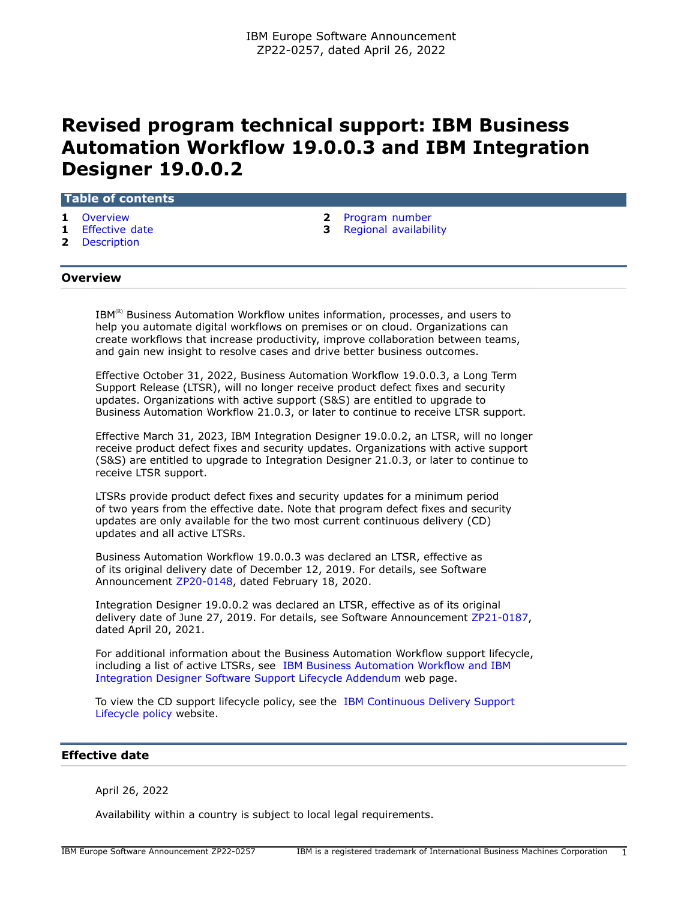IBM Europe Software Announcement
ZP22-0257, dated April 26, 2022

# Revised program technical support: IBM Business Automation Workflow 19.0.0.3 and IBM Integration Designer 19.0.0.2

## Table of contents

- 1 Overview
- 1 Effective date
- 2 Description
- 2 Program number
- 3 Regional availability

## Overview

IBM(R) Business Automation Workflow unites information, processes, and users to help you automate digital workflows on premises or on cloud. Organizations can create workflows that increase productivity, improve collaboration between teams, and gain new insight to resolve cases and drive better business outcomes.

Effective October 31, 2022, Business Automation Workflow 19.0.0.3, a Long Term Support Release (LTSR), will no longer receive product defect fixes and security updates. Organizations with active support (S&S) are entitled to upgrade to Business Automation Workflow 21.0.3, or later to continue to receive LTSR support.

Effective March 31, 2023, IBM Integration Designer 19.0.0.2, an LTSR, will no longer receive product defect fixes and security updates. Organizations with active support (S&S) are entitled to upgrade to Integration Designer 21.0.3, or later to continue to receive LTSR support.

LTSRs provide product defect fixes and security updates for a minimum period of two years from the effective date. Note that program defect fixes and security updates are only available for the two most current continuous delivery (CD) updates and all active LTSRs.

Business Automation Workflow 19.0.0.3 was declared an LTSR, effective as of its original delivery date of December 12, 2019. For details, see Software Announcement ZP20-0148, dated February 18, 2020.

Integration Designer 19.0.0.2 was declared an LTSR, effective as of its original delivery date of June 27, 2019. For details, see Software Announcement ZP21-0187, dated April 20, 2021.

For additional information about the Business Automation Workflow support lifecycle, including a list of active LTSRs, see IBM Business Automation Workflow and IBM Integration Designer Software Support Lifecycle Addendum web page.

To view the CD support lifecycle policy, see the IBM Continuous Delivery Support Lifecycle policy website.

## Effective date

April 26, 2022

Availability within a country is subject to local legal requirements.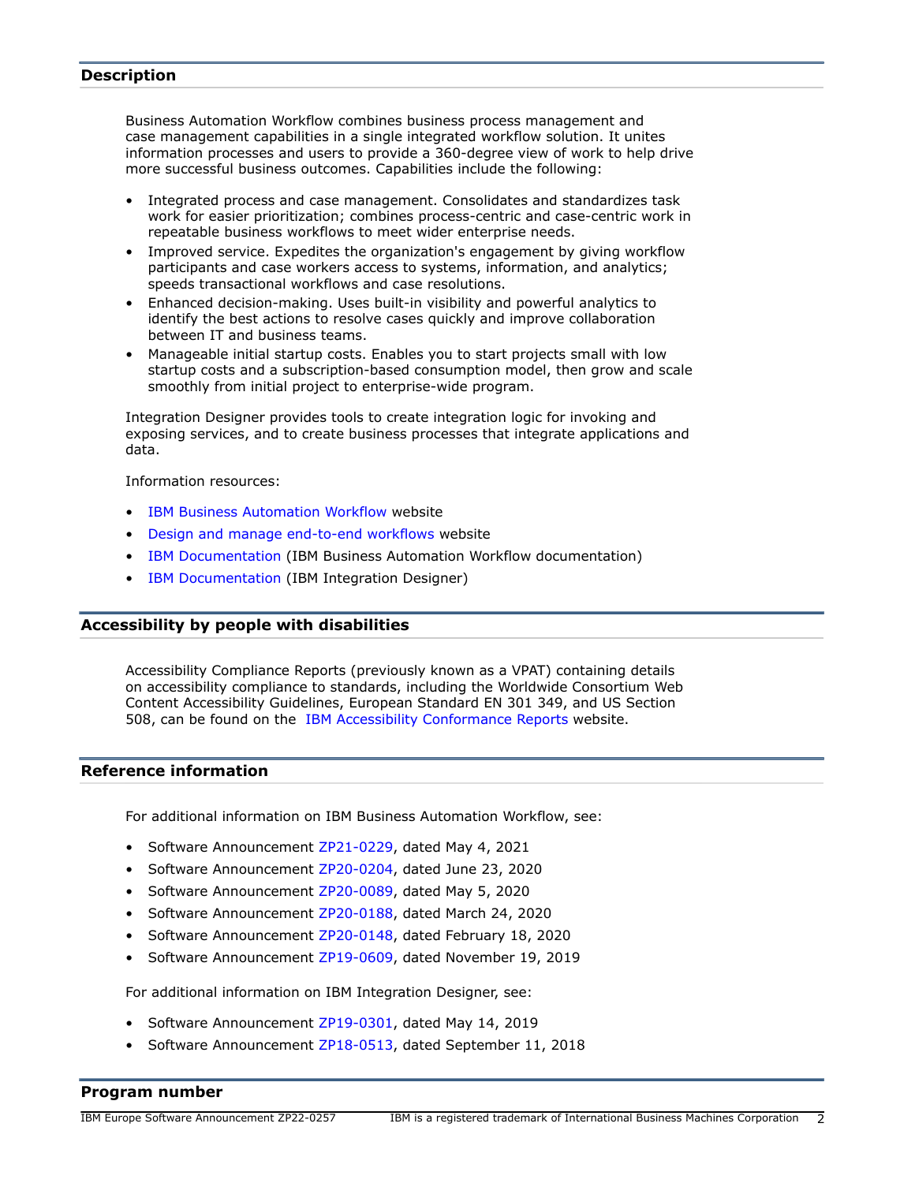## Description

Business Automation Workflow combines business process management and case management capabilities in a single integrated workflow solution. It unites information processes and users to provide a 360-degree view of work to help drive more successful business outcomes. Capabilities include the following:

- Integrated process and case management. Consolidates and standardizes task work for easier prioritization; combines process-centric and case-centric work in repeatable business workflows to meet wider enterprise needs.
- Improved service. Expedites the organization's engagement by giving workflow participants and case workers access to systems, information, and analytics; speeds transactional workflows and case resolutions.
- Enhanced decision-making. Uses built-in visibility and powerful analytics to identify the best actions to resolve cases quickly and improve collaboration between IT and business teams.
- Manageable initial startup costs. Enables you to start projects small with low startup costs and a subscription-based consumption model, then grow and scale smoothly from initial project to enterprise-wide program.

Integration Designer provides tools to create integration logic for invoking and exposing services, and to create business processes that integrate applications and data.

Information resources:

- IBM Business Automation Workflow website
- Design and manage end-to-end workflows website
- IBM Documentation (IBM Business Automation Workflow documentation)
- IBM Documentation (IBM Integration Designer)

## Accessibility by people with disabilities

Accessibility Compliance Reports (previously known as a VPAT) containing details on accessibility compliance to standards, including the Worldwide Consortium Web Content Accessibility Guidelines, European Standard EN 301 349, and US Section 508, can be found on the IBM Accessibility Conformance Reports website.

## Reference information

For additional information on IBM Business Automation Workflow, see:

- Software Announcement ZP21-0229, dated May 4, 2021
- Software Announcement ZP20-0204, dated June 23, 2020
- Software Announcement ZP20-0089, dated May 5, 2020
- Software Announcement ZP20-0188, dated March 24, 2020
- Software Announcement ZP20-0148, dated February 18, 2020
- Software Announcement ZP19-0609, dated November 19, 2019

For additional information on IBM Integration Designer, see:

- Software Announcement ZP19-0301, dated May 14, 2019
- Software Announcement ZP18-0513, dated September 11, 2018

## Program number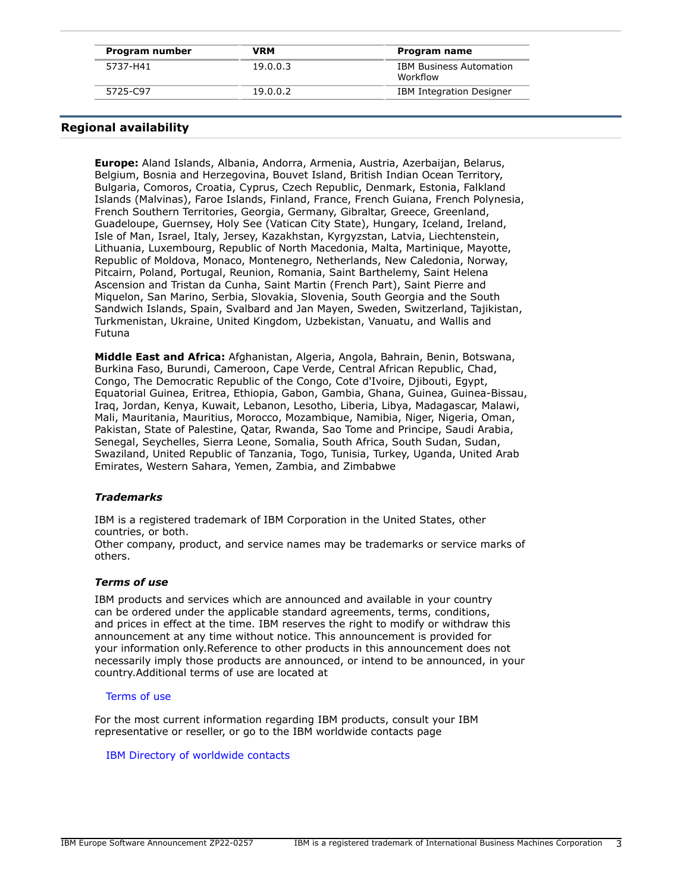| Program number | VRM | Program name |
| --- | --- | --- |
| 5737-H41 | 19.0.0.3 | IBM Business Automation Workflow |
| 5725-C97 | 19.0.0.2 | IBM Integration Designer |

## Regional availability

**Europe:** Aland Islands, Albania, Andorra, Armenia, Austria, Azerbaijan, Belarus, Belgium, Bosnia and Herzegovina, Bouvet Island, British Indian Ocean Territory, Bulgaria, Comoros, Croatia, Cyprus, Czech Republic, Denmark, Estonia, Falkland Islands (Malvinas), Faroe Islands, Finland, France, French Guiana, French Polynesia, French Southern Territories, Georgia, Germany, Gibraltar, Greece, Greenland, Guadeloupe, Guernsey, Holy See (Vatican City State), Hungary, Iceland, Ireland, Isle of Man, Israel, Italy, Jersey, Kazakhstan, Kyrgyzstan, Latvia, Liechtenstein, Lithuania, Luxembourg, Republic of North Macedonia, Malta, Martinique, Mayotte, Republic of Moldova, Monaco, Montenegro, Netherlands, New Caledonia, Norway, Pitcairn, Poland, Portugal, Reunion, Romania, Saint Barthelemy, Saint Helena Ascension and Tristan da Cunha, Saint Martin (French Part), Saint Pierre and Miquelon, San Marino, Serbia, Slovakia, Slovenia, South Georgia and the South Sandwich Islands, Spain, Svalbard and Jan Mayen, Sweden, Switzerland, Tajikistan, Turkmenistan, Ukraine, United Kingdom, Uzbekistan, Vanuatu, and Wallis and Futuna

**Middle East and Africa:** Afghanistan, Algeria, Angola, Bahrain, Benin, Botswana, Burkina Faso, Burundi, Cameroon, Cape Verde, Central African Republic, Chad, Congo, The Democratic Republic of the Congo, Cote d'Ivoire, Djibouti, Egypt, Equatorial Guinea, Eritrea, Ethiopia, Gabon, Gambia, Ghana, Guinea, Guinea-Bissau, Iraq, Jordan, Kenya, Kuwait, Lebanon, Lesotho, Liberia, Libya, Madagascar, Malawi, Mali, Mauritania, Mauritius, Morocco, Mozambique, Namibia, Niger, Nigeria, Oman, Pakistan, State of Palestine, Qatar, Rwanda, Sao Tome and Principe, Saudi Arabia, Senegal, Seychelles, Sierra Leone, Somalia, South Africa, South Sudan, Sudan, Swaziland, United Republic of Tanzania, Togo, Tunisia, Turkey, Uganda, United Arab Emirates, Western Sahara, Yemen, Zambia, and Zimbabwe

### *Trademarks*

IBM is a registered trademark of IBM Corporation in the United States, other countries, or both.
Other company, product, and service names may be trademarks or service marks of others.

### *Terms of use*

IBM products and services which are announced and available in your country can be ordered under the applicable standard agreements, terms, conditions, and prices in effect at the time. IBM reserves the right to modify or withdraw this announcement at any time without notice. This announcement is provided for your information only.Reference to other products in this announcement does not necessarily imply those products are announced, or intend to be announced, in your country.Additional terms of use are located at

Terms of use

For the most current information regarding IBM products, consult your IBM representative or reseller, or go to the IBM worldwide contacts page

IBM Directory of worldwide contacts